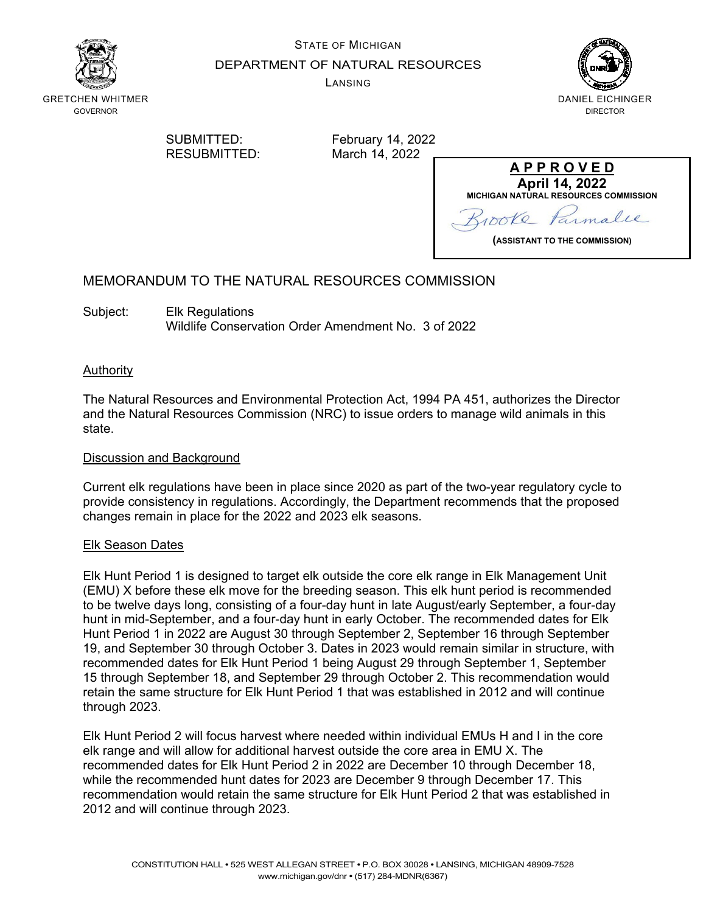STATE OF MICHIGAN

DEPARTMENT OF NATURAL RESOURCES

LANSING

GRETCHEN WHITMER
GOVERNOR

DANIEL EICHINGER
DIRECTOR

SUBMITTED: February 14, 2022
RESUBMITTED: March 14, 2022

**APPROVED**
**April 14, 2022**
**MICHIGAN NATURAL RESOURCES COMMISSION**
Brooke Parmalee
**(ASSISTANT TO THE COMMISSION)**

## MEMORANDUM TO THE NATURAL RESOURCES COMMISSION

Subject: Elk Regulations
Wildlife Conservation Order Amendment No. 3 of 2022

### Authority

The Natural Resources and Environmental Protection Act, 1994 PA 451, authorizes the Director and the Natural Resources Commission (NRC) to issue orders to manage wild animals in this state.

### Discussion and Background

Current elk regulations have been in place since 2020 as part of the two-year regulatory cycle to provide consistency in regulations. Accordingly, the Department recommends that the proposed changes remain in place for the 2022 and 2023 elk seasons.

### Elk Season Dates

Elk Hunt Period 1 is designed to target elk outside the core elk range in Elk Management Unit (EMU) X before these elk move for the breeding season. This elk hunt period is recommended to be twelve days long, consisting of a four-day hunt in late August/early September, a four-day hunt in mid-September, and a four-day hunt in early October. The recommended dates for Elk Hunt Period 1 in 2022 are August 30 through September 2, September 16 through September 19, and September 30 through October 3. Dates in 2023 would remain similar in structure, with recommended dates for Elk Hunt Period 1 being August 29 through September 1, September 15 through September 18, and September 29 through October 2. This recommendation would retain the same structure for Elk Hunt Period 1 that was established in 2012 and will continue through 2023.

Elk Hunt Period 2 will focus harvest where needed within individual EMUs H and I in the core elk range and will allow for additional harvest outside the core area in EMU X. The recommended dates for Elk Hunt Period 2 in 2022 are December 10 through December 18, while the recommended hunt dates for 2023 are December 9 through December 17. This recommendation would retain the same structure for Elk Hunt Period 2 that was established in 2012 and will continue through 2023.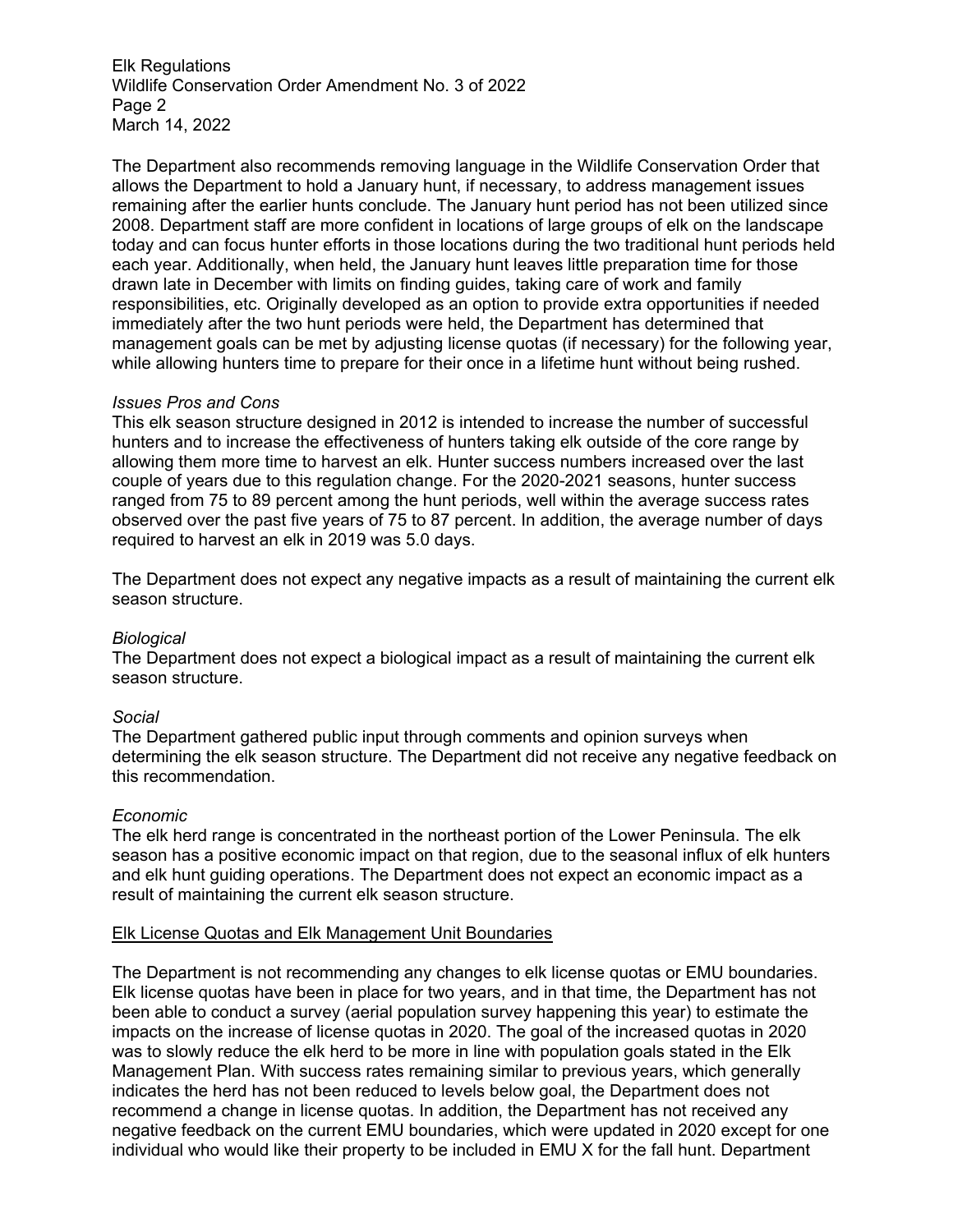The Department also recommends removing language in the Wildlife Conservation Order that allows the Department to hold a January hunt, if necessary, to address management issues remaining after the earlier hunts conclude. The January hunt period has not been utilized since 2008. Department staff are more confident in locations of large groups of elk on the landscape today and can focus hunter efforts in those locations during the two traditional hunt periods held each year. Additionally, when held, the January hunt leaves little preparation time for those drawn late in December with limits on finding guides, taking care of work and family responsibilities, etc. Originally developed as an option to provide extra opportunities if needed immediately after the two hunt periods were held, the Department has determined that management goals can be met by adjusting license quotas (if necessary) for the following year, while allowing hunters time to prepare for their once in a lifetime hunt without being rushed.

*Issues Pros and Cons*

This elk season structure designed in 2012 is intended to increase the number of successful hunters and to increase the effectiveness of hunters taking elk outside of the core range by allowing them more time to harvest an elk. Hunter success numbers increased over the last couple of years due to this regulation change. For the 2020-2021 seasons, hunter success ranged from 75 to 89 percent among the hunt periods, well within the average success rates observed over the past five years of 75 to 87 percent. In addition, the average number of days required to harvest an elk in 2019 was 5.0 days.

The Department does not expect any negative impacts as a result of maintaining the current elk season structure.

*Biological*

The Department does not expect a biological impact as a result of maintaining the current elk season structure.

*Social*

The Department gathered public input through comments and opinion surveys when determining the elk season structure. The Department did not receive any negative feedback on this recommendation.

*Economic*

The elk herd range is concentrated in the northeast portion of the Lower Peninsula. The elk season has a positive economic impact on that region, due to the seasonal influx of elk hunters and elk hunt guiding operations. The Department does not expect an economic impact as a result of maintaining the current elk season structure.

<u>Elk License Quotas and Elk Management Unit Boundaries</u>

The Department is not recommending any changes to elk license quotas or EMU boundaries. Elk license quotas have been in place for two years, and in that time, the Department has not been able to conduct a survey (aerial population survey happening this year) to estimate the impacts on the increase of license quotas in 2020. The goal of the increased quotas in 2020 was to slowly reduce the elk herd to be more in line with population goals stated in the Elk Management Plan. With success rates remaining similar to previous years, which generally indicates the herd has not been reduced to levels below goal, the Department does not recommend a change in license quotas. In addition, the Department has not received any negative feedback on the current EMU boundaries, which were updated in 2020 except for one individual who would like their property to be included in EMU X for the fall hunt. Department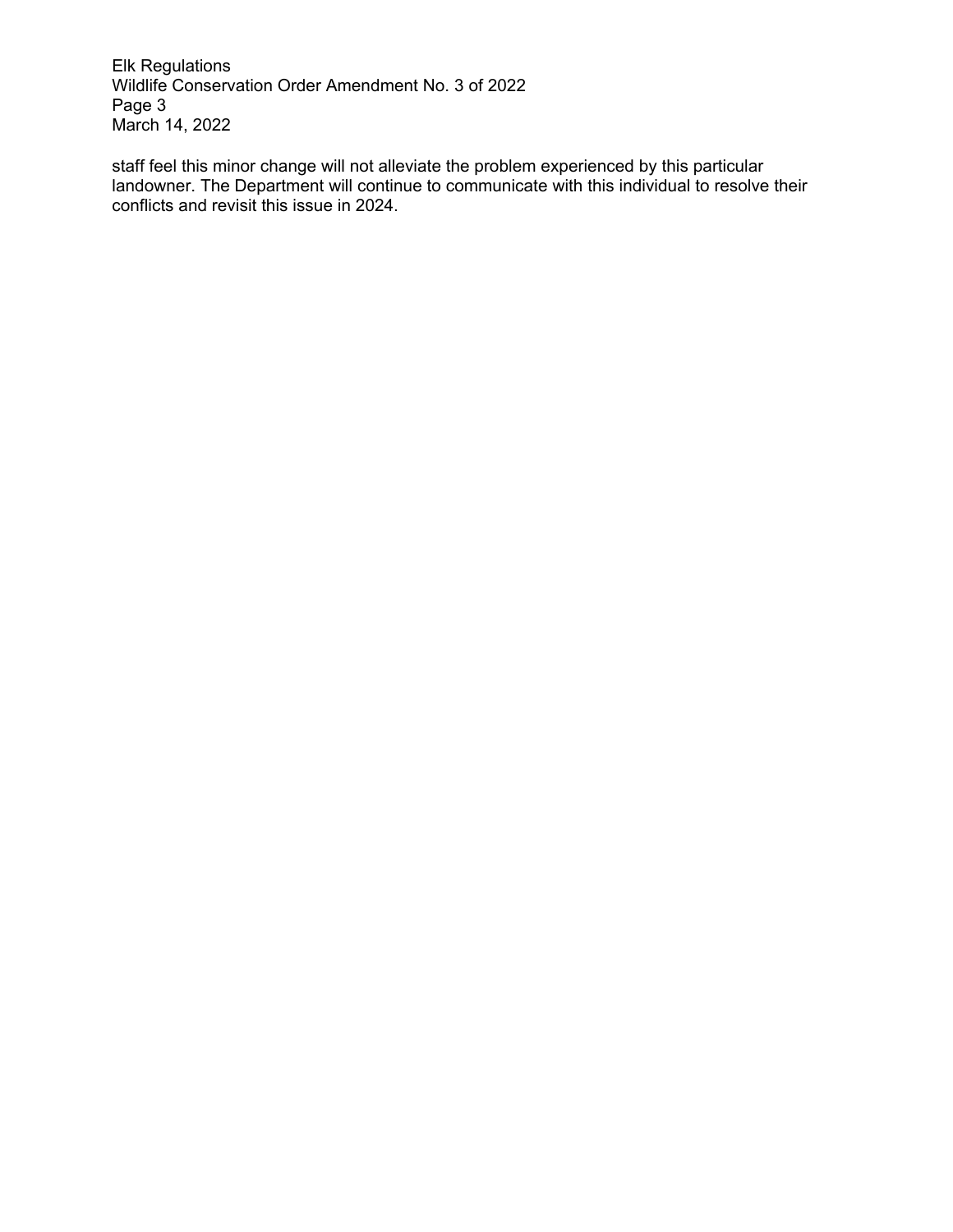staff feel this minor change will not alleviate the problem experienced by this particular landowner. The Department will continue to communicate with this individual to resolve their conflicts and revisit this issue in 2024.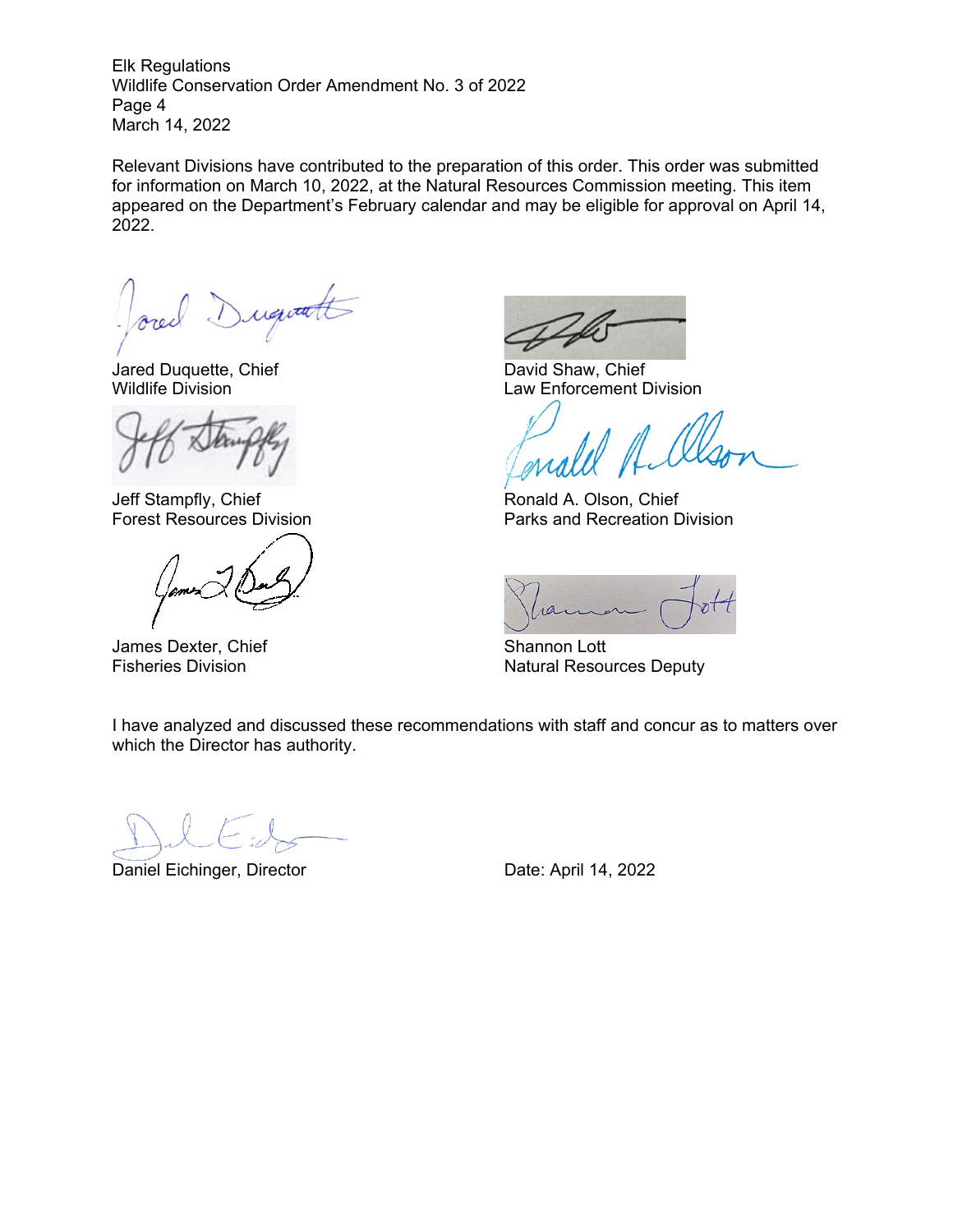Relevant Divisions have contributed to the preparation of this order. This order was submitted for information on March 10, 2022, at the Natural Resources Commission meeting. This item appeared on the Department's February calendar and may be eligible for approval on April 14, 2022.

Jared Duquette, Chief
Wildlife Division

David Shaw, Chief
Law Enforcement Division

Jeff Stampfly, Chief
Forest Resources Division

Ronald A. Olson, Chief
Parks and Recreation Division

James Dexter, Chief
Fisheries Division

Shannon Lott
Natural Resources Deputy

I have analyzed and discussed these recommendations with staff and concur as to matters over which the Director has authority.

Daniel Eichinger, Director

Date: April 14, 2022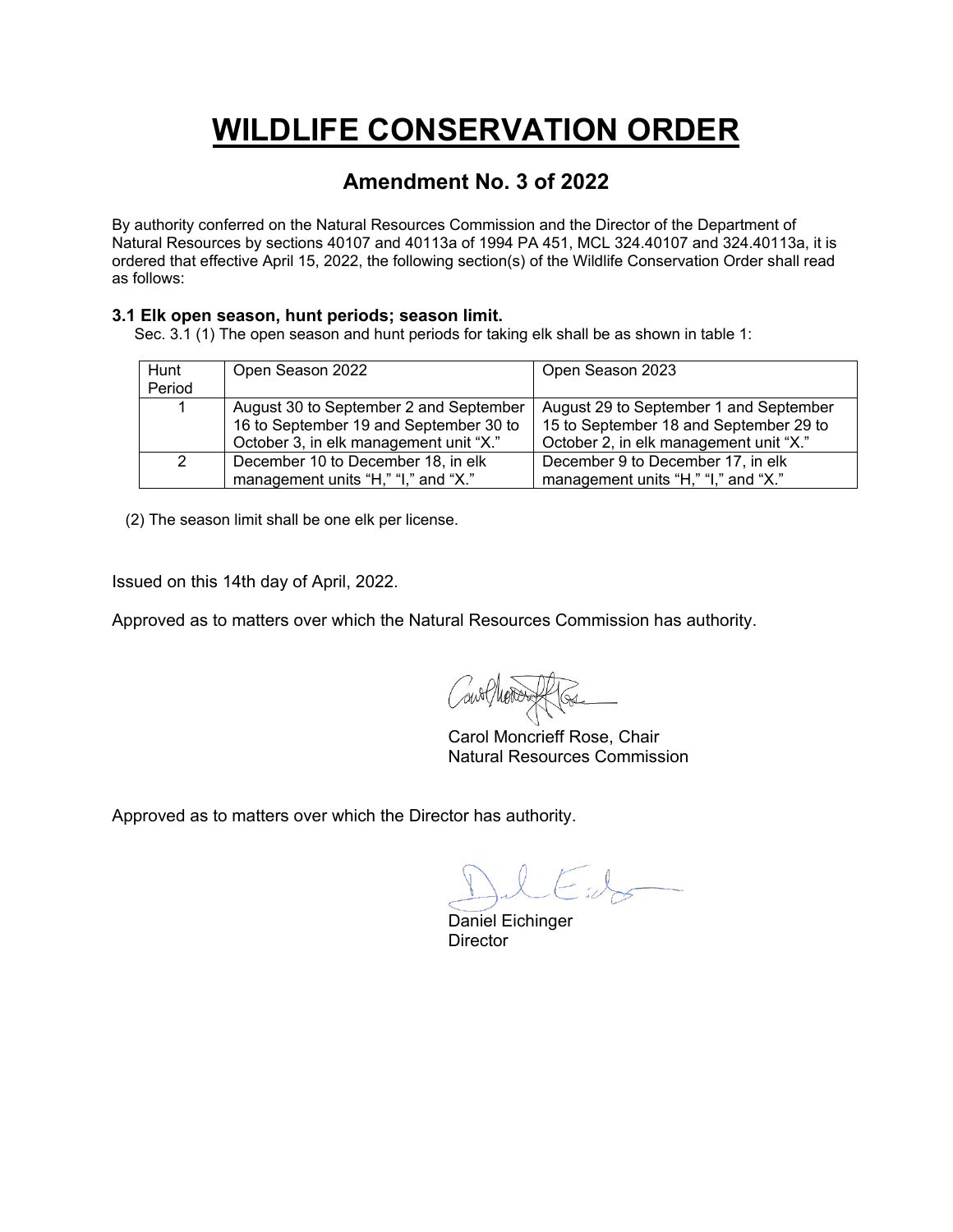# WILDLIFE CONSERVATION ORDER

## Amendment No. 3 of 2022

By authority conferred on the Natural Resources Commission and the Director of the Department of Natural Resources by sections 40107 and 40113a of 1994 PA 451, MCL 324.40107 and 324.40113a, it is ordered that effective April 15, 2022, the following section(s) of the Wildlife Conservation Order shall read as follows:

**3.1 Elk open season, hunt periods; season limit.**

Sec. 3.1 (1) The open season and hunt periods for taking elk shall be as shown in table 1:

| Hunt Period | Open Season 2022 | Open Season 2023 |
|---|---|---|
| 1 | August 30 to September 2 and September 16 to September 19 and September 30 to October 3, in elk management unit "X." | August 29 to September 1 and September 15 to September 18 and September 29 to October 2, in elk management unit "X." |
| 2 | December 10 to December 18, in elk management units "H," "I," and "X." | December 9 to December 17, in elk management units "H," "I," and "X." |

(2) The season limit shall be one elk per license.

Issued on this 14th day of April, 2022.

Approved as to matters over which the Natural Resources Commission has authority.

Carol Moncrieff Rose, Chair
Natural Resources Commission

Approved as to matters over which the Director has authority.

Daniel Eichinger
Director